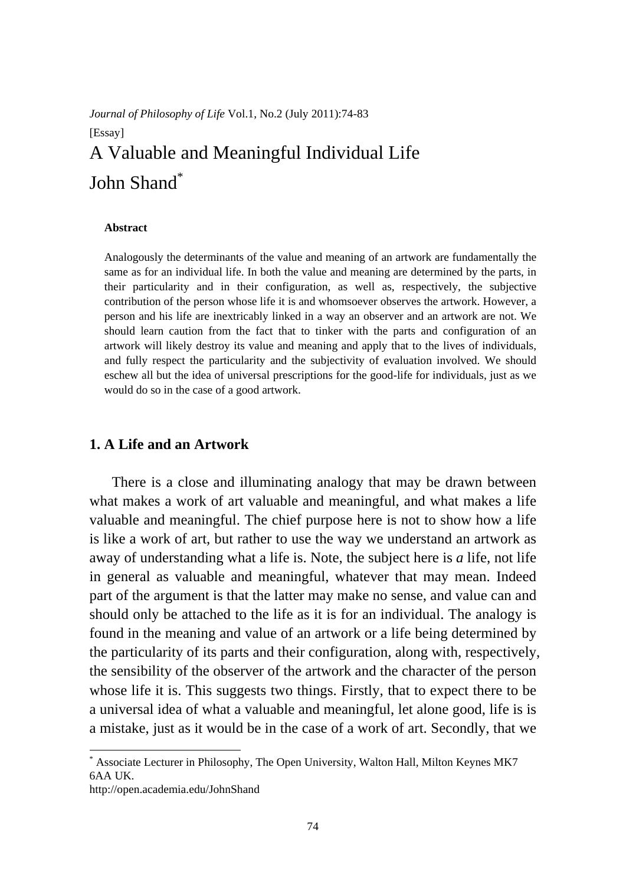*Journal of Philosophy of Life* Vol.1, No.2 (July 2011):74-83

[Essay]

# A Valuable and Meaningful Individual Life

John Shand[*]

**Abstract**

Analogously the determinants of the value and meaning of an artwork are fundamentally the same as for an individual life. In both the value and meaning are determined by the parts, in their particularity and in their configuration, as well as, respectively, the subjective contribution of the person whose life it is and whomsoever observes the artwork. However, a person and his life are inextricably linked in a way an observer and an artwork are not. We should learn caution from the fact that to tinker with the parts and configuration of an artwork will likely destroy its value and meaning and apply that to the lives of individuals, and fully respect the particularity and the subjectivity of evaluation involved. We should eschew all but the idea of universal prescriptions for the good-life for individuals, just as we would do so in the case of a good artwork.

## 1. A Life and an Artwork

There is a close and illuminating analogy that may be drawn between what makes a work of art valuable and meaningful, and what makes a life valuable and meaningful. The chief purpose here is not to show how a life is like a work of art, but rather to use the way we understand an artwork as away of understanding what a life is. Note, the subject here is *a* life, not life in general as valuable and meaningful, whatever that may mean. Indeed part of the argument is that the latter may make no sense, and value can and should only be attached to the life as it is for an individual. The analogy is found in the meaning and value of an artwork or a life being determined by the particularity of its parts and their configuration, along with, respectively, the sensibility of the observer of the artwork and the character of the person whose life it is. This suggests two things. Firstly, that to expect there to be a universal idea of what a valuable and meaningful, let alone good, life is is a mistake, just as it would be in the case of a work of art. Secondly, that we

[*] Associate Lecturer in Philosophy, The Open University, Walton Hall, Milton Keynes MK7 6AA UK.
http://open.academia.edu/JohnShand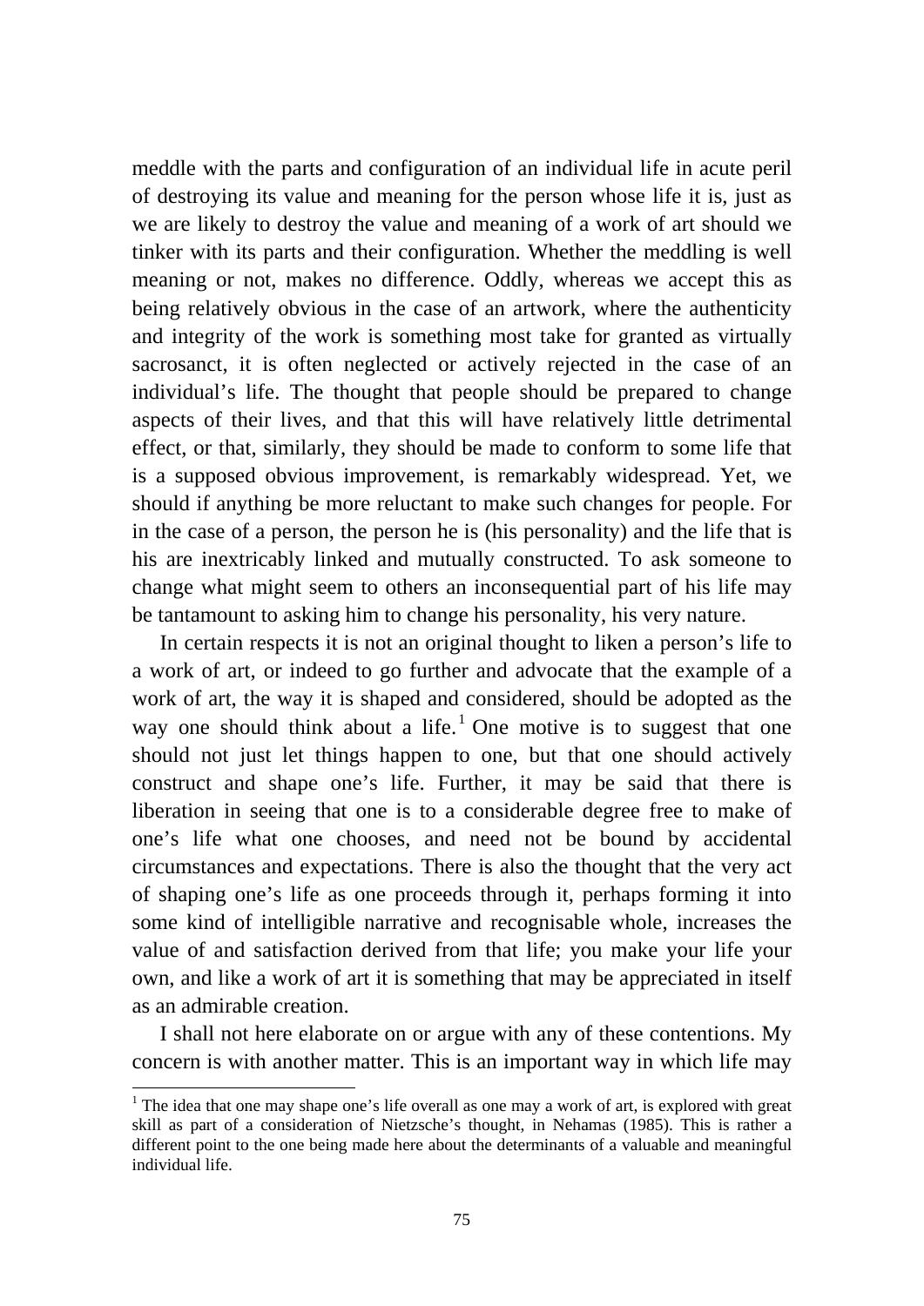meddle with the parts and configuration of an individual life in acute peril of destroying its value and meaning for the person whose life it is, just as we are likely to destroy the value and meaning of a work of art should we tinker with its parts and their configuration. Whether the meddling is well meaning or not, makes no difference. Oddly, whereas we accept this as being relatively obvious in the case of an artwork, where the authenticity and integrity of the work is something most take for granted as virtually sacrosanct, it is often neglected or actively rejected in the case of an individual's life. The thought that people should be prepared to change aspects of their lives, and that this will have relatively little detrimental effect, or that, similarly, they should be made to conform to some life that is a supposed obvious improvement, is remarkably widespread. Yet, we should if anything be more reluctant to make such changes for people. For in the case of a person, the person he is (his personality) and the life that is his are inextricably linked and mutually constructed. To ask someone to change what might seem to others an inconsequential part of his life may be tantamount to asking him to change his personality, his very nature.

In certain respects it is not an original thought to liken a person's life to a work of art, or indeed to go further and advocate that the example of a work of art, the way it is shaped and considered, should be adopted as the way one should think about a life.[1] One motive is to suggest that one should not just let things happen to one, but that one should actively construct and shape one's life. Further, it may be said that there is liberation in seeing that one is to a considerable degree free to make of one's life what one chooses, and need not be bound by accidental circumstances and expectations. There is also the thought that the very act of shaping one's life as one proceeds through it, perhaps forming it into some kind of intelligible narrative and recognisable whole, increases the value of and satisfaction derived from that life; you make your life your own, and like a work of art it is something that may be appreciated in itself as an admirable creation.

I shall not here elaborate on or argue with any of these contentions. My concern is with another matter. This is an important way in which life may

---

[1] The idea that one may shape one's life overall as one may a work of art, is explored with great skill as part of a consideration of Nietzsche's thought, in Nehamas (1985). This is rather a different point to the one being made here about the determinants of a valuable and meaningful individual life.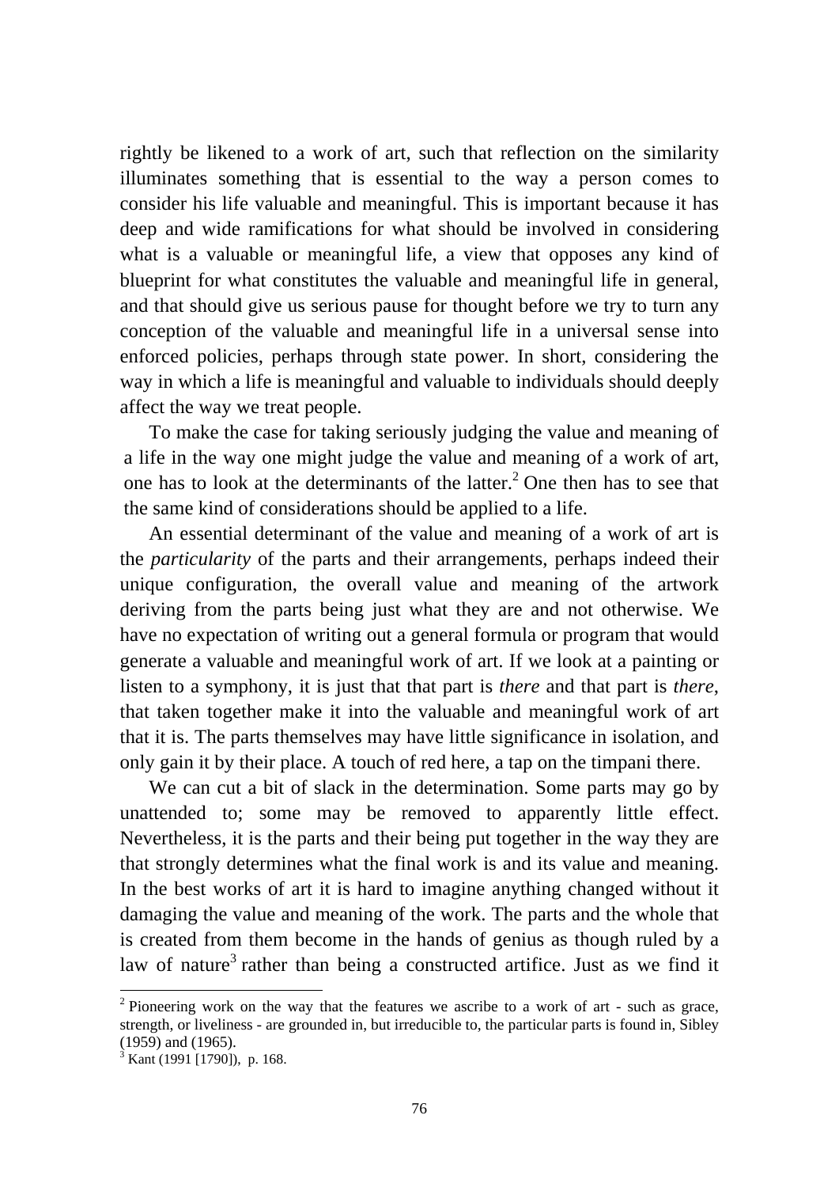rightly be likened to a work of art, such that reflection on the similarity illuminates something that is essential to the way a person comes to consider his life valuable and meaningful. This is important because it has deep and wide ramifications for what should be involved in considering what is a valuable or meaningful life, a view that opposes any kind of blueprint for what constitutes the valuable and meaningful life in general, and that should give us serious pause for thought before we try to turn any conception of the valuable and meaningful life in a universal sense into enforced policies, perhaps through state power. In short, considering the way in which a life is meaningful and valuable to individuals should deeply affect the way we treat people.

To make the case for taking seriously judging the value and meaning of a life in the way one might judge the value and meaning of a work of art, one has to look at the determinants of the latter.[2] One then has to see that the same kind of considerations should be applied to a life.

An essential determinant of the value and meaning of a work of art is the *particularity* of the parts and their arrangements, perhaps indeed their unique configuration, the overall value and meaning of the artwork deriving from the parts being just what they are and not otherwise. We have no expectation of writing out a general formula or program that would generate a valuable and meaningful work of art. If we look at a painting or listen to a symphony, it is just that that part is *there* and that part is *there*, that taken together make it into the valuable and meaningful work of art that it is. The parts themselves may have little significance in isolation, and only gain it by their place. A touch of red here, a tap on the timpani there.

We can cut a bit of slack in the determination. Some parts may go by unattended to; some may be removed to apparently little effect. Nevertheless, it is the parts and their being put together in the way they are that strongly determines what the final work is and its value and meaning. In the best works of art it is hard to imagine anything changed without it damaging the value and meaning of the work. The parts and the whole that is created from them become in the hands of genius as though ruled by a law of nature[3] rather than being a constructed artifice. Just as we find it

---

[2] Pioneering work on the way that the features we ascribe to a work of art - such as grace, strength, or liveliness - are grounded in, but irreducible to, the particular parts is found in, Sibley (1959) and (1965).

[3] Kant (1991 [1790]), p. 168.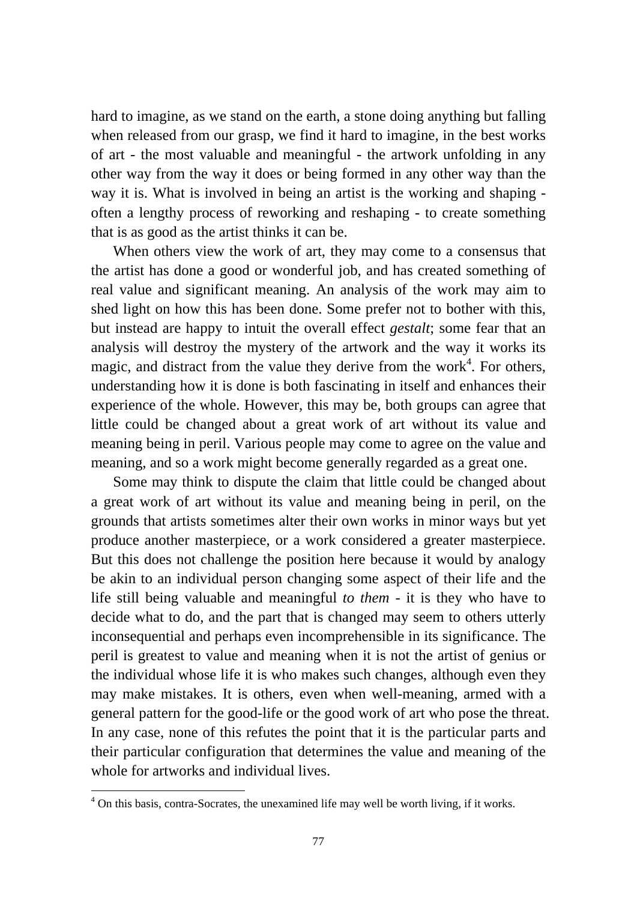hard to imagine, as we stand on the earth, a stone doing anything but falling when released from our grasp, we find it hard to imagine, in the best works of art - the most valuable and meaningful - the artwork unfolding in any other way from the way it does or being formed in any other way than the way it is. What is involved in being an artist is the working and shaping - often a lengthy process of reworking and reshaping - to create something that is as good as the artist thinks it can be.

When others view the work of art, they may come to a consensus that the artist has done a good or wonderful job, and has created something of real value and significant meaning. An analysis of the work may aim to shed light on how this has been done. Some prefer not to bother with this, but instead are happy to intuit the overall effect *gestalt*; some fear that an analysis will destroy the mystery of the artwork and the way it works its magic, and distract from the value they derive from the work[4]. For others, understanding how it is done is both fascinating in itself and enhances their experience of the whole. However, this may be, both groups can agree that little could be changed about a great work of art without its value and meaning being in peril. Various people may come to agree on the value and meaning, and so a work might become generally regarded as a great one.

Some may think to dispute the claim that little could be changed about a great work of art without its value and meaning being in peril, on the grounds that artists sometimes alter their own works in minor ways but yet produce another masterpiece, or a work considered a greater masterpiece. But this does not challenge the position here because it would by analogy be akin to an individual person changing some aspect of their life and the life still being valuable and meaningful *to them* - it is they who have to decide what to do, and the part that is changed may seem to others utterly inconsequential and perhaps even incomprehensible in its significance. The peril is greatest to value and meaning when it is not the artist of genius or the individual whose life it is who makes such changes, although even they may make mistakes. It is others, even when well-meaning, armed with a general pattern for the good-life or the good work of art who pose the threat. In any case, none of this refutes the point that it is the particular parts and their particular configuration that determines the value and meaning of the whole for artworks and individual lives.

---

[4] On this basis, contra-Socrates, the unexamined life may well be worth living, if it works.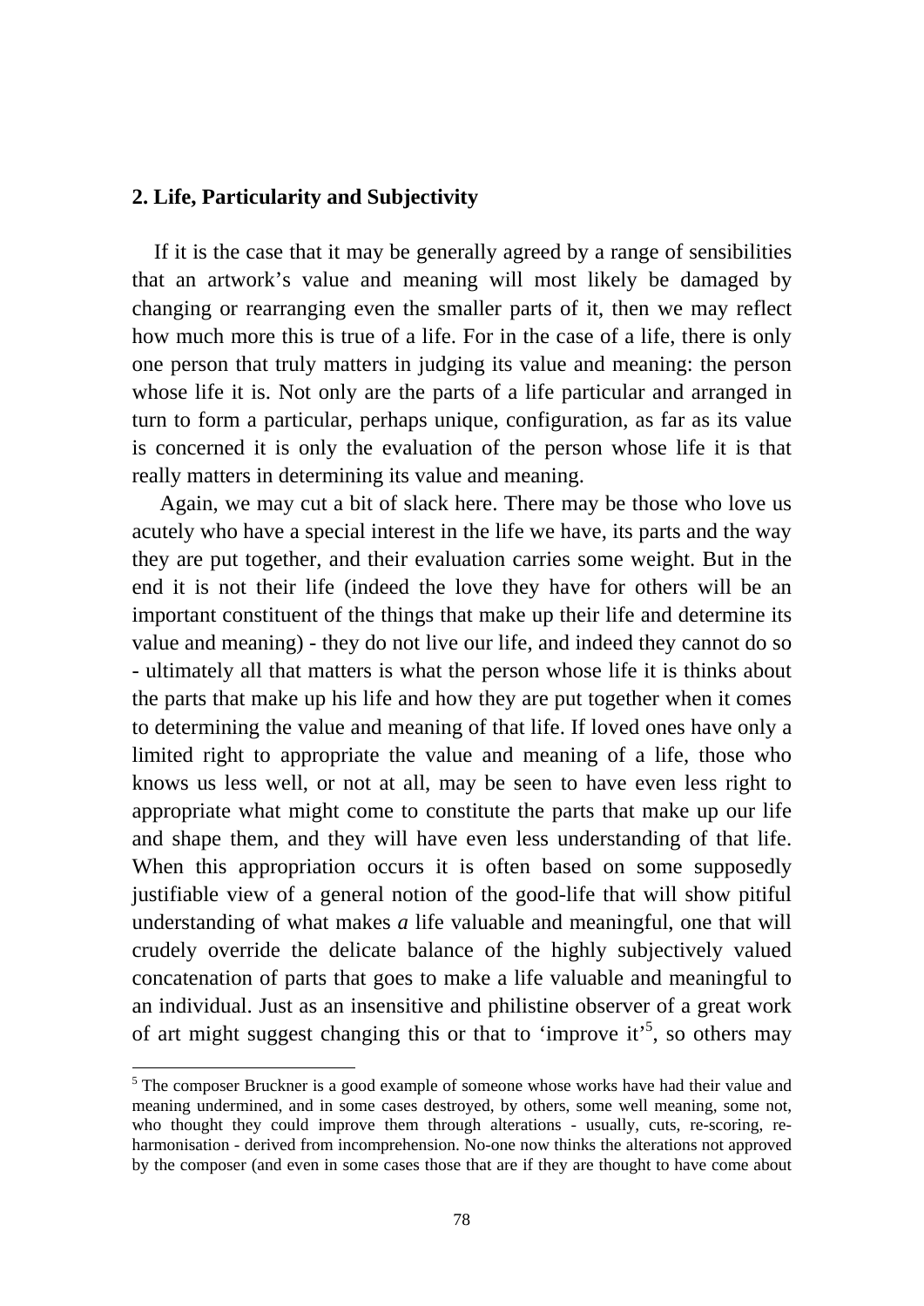## 2. Life, Particularity and Subjectivity

If it is the case that it may be generally agreed by a range of sensibilities that an artwork's value and meaning will most likely be damaged by changing or rearranging even the smaller parts of it, then we may reflect how much more this is true of a life. For in the case of a life, there is only one person that truly matters in judging its value and meaning: the person whose life it is. Not only are the parts of a life particular and arranged in turn to form a particular, perhaps unique, configuration, as far as its value is concerned it is only the evaluation of the person whose life it is that really matters in determining its value and meaning.

Again, we may cut a bit of slack here. There may be those who love us acutely who have a special interest in the life we have, its parts and the way they are put together, and their evaluation carries some weight. But in the end it is not their life (indeed the love they have for others will be an important constituent of the things that make up their life and determine its value and meaning) - they do not live our life, and indeed they cannot do so - ultimately all that matters is what the person whose life it is thinks about the parts that make up his life and how they are put together when it comes to determining the value and meaning of that life. If loved ones have only a limited right to appropriate the value and meaning of a life, those who knows us less well, or not at all, may be seen to have even less right to appropriate what might come to constitute the parts that make up our life and shape them, and they will have even less understanding of that life. When this appropriation occurs it is often based on some supposedly justifiable view of a general notion of the good-life that will show pitiful understanding of what makes *a* life valuable and meaningful, one that will crudely override the delicate balance of the highly subjectively valued concatenation of parts that goes to make a life valuable and meaningful to an individual. Just as an insensitive and philistine observer of a great work of art might suggest changing this or that to 'improve it'[5], so others may

---

[5] The composer Bruckner is a good example of someone whose works have had their value and meaning undermined, and in some cases destroyed, by others, some well meaning, some not, who thought they could improve them through alterations - usually, cuts, re-scoring, re-harmonisation - derived from incomprehension. No-one now thinks the alterations not approved by the composer (and even in some cases those that are if they are thought to have come about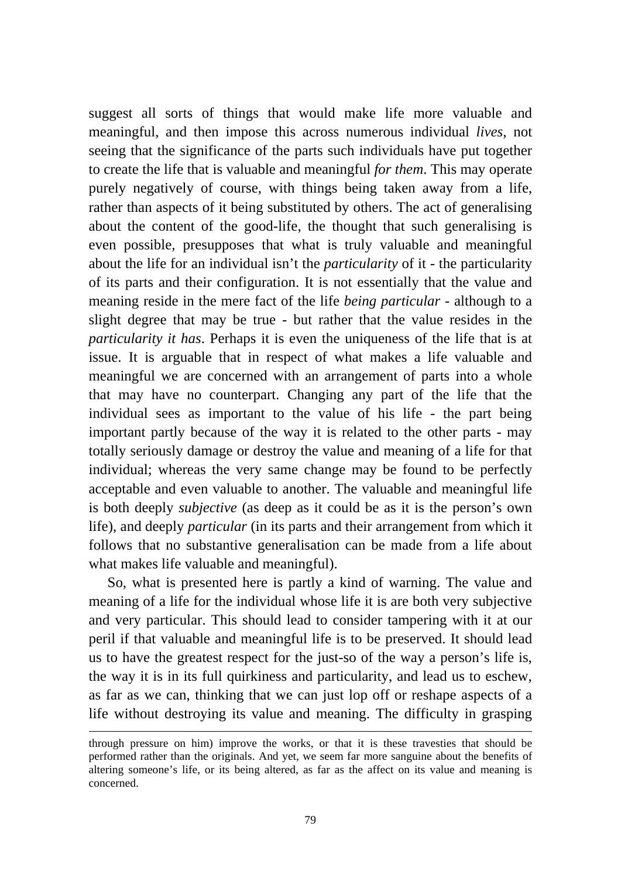suggest all sorts of things that would make life more valuable and meaningful, and then impose this across numerous individual *lives*, not seeing that the significance of the parts such individuals have put together to create the life that is valuable and meaningful *for them*. This may operate purely negatively of course, with things being taken away from a life, rather than aspects of it being substituted by others. The act of generalising about the content of the good-life, the thought that such generalising is even possible, presupposes that what is truly valuable and meaningful about the life for an individual isn't the *particularity* of it - the particularity of its parts and their configuration. It is not essentially that the value and meaning reside in the mere fact of the life *being particular* - although to a slight degree that may be true - but rather that the value resides in the *particularity it has*. Perhaps it is even the uniqueness of the life that is at issue. It is arguable that in respect of what makes a life valuable and meaningful we are concerned with an arrangement of parts into a whole that may have no counterpart. Changing any part of the life that the individual sees as important to the value of his life - the part being important partly because of the way it is related to the other parts - may totally seriously damage or destroy the value and meaning of a life for that individual; whereas the very same change may be found to be perfectly acceptable and even valuable to another. The valuable and meaningful life is both deeply *subjective* (as deep as it could be as it is the person's own life), and deeply *particular* (in its parts and their arrangement from which it follows that no substantive generalisation can be made from a life about what makes life valuable and meaningful).

So, what is presented here is partly a kind of warning. The value and meaning of a life for the individual whose life it is are both very subjective and very particular. This should lead to consider tampering with it at our peril if that valuable and meaningful life is to be preserved. It should lead us to have the greatest respect for the just-so of the way a person's life is, the way it is in its full quirkiness and particularity, and lead us to eschew, as far as we can, thinking that we can just lop off or reshape aspects of a life without destroying its value and meaning. The difficulty in grasping

---

through pressure on him) improve the works, or that it is these travesties that should be performed rather than the originals. And yet, we seem far more sanguine about the benefits of altering someone's life, or its being altered, as far as the affect on its value and meaning is concerned.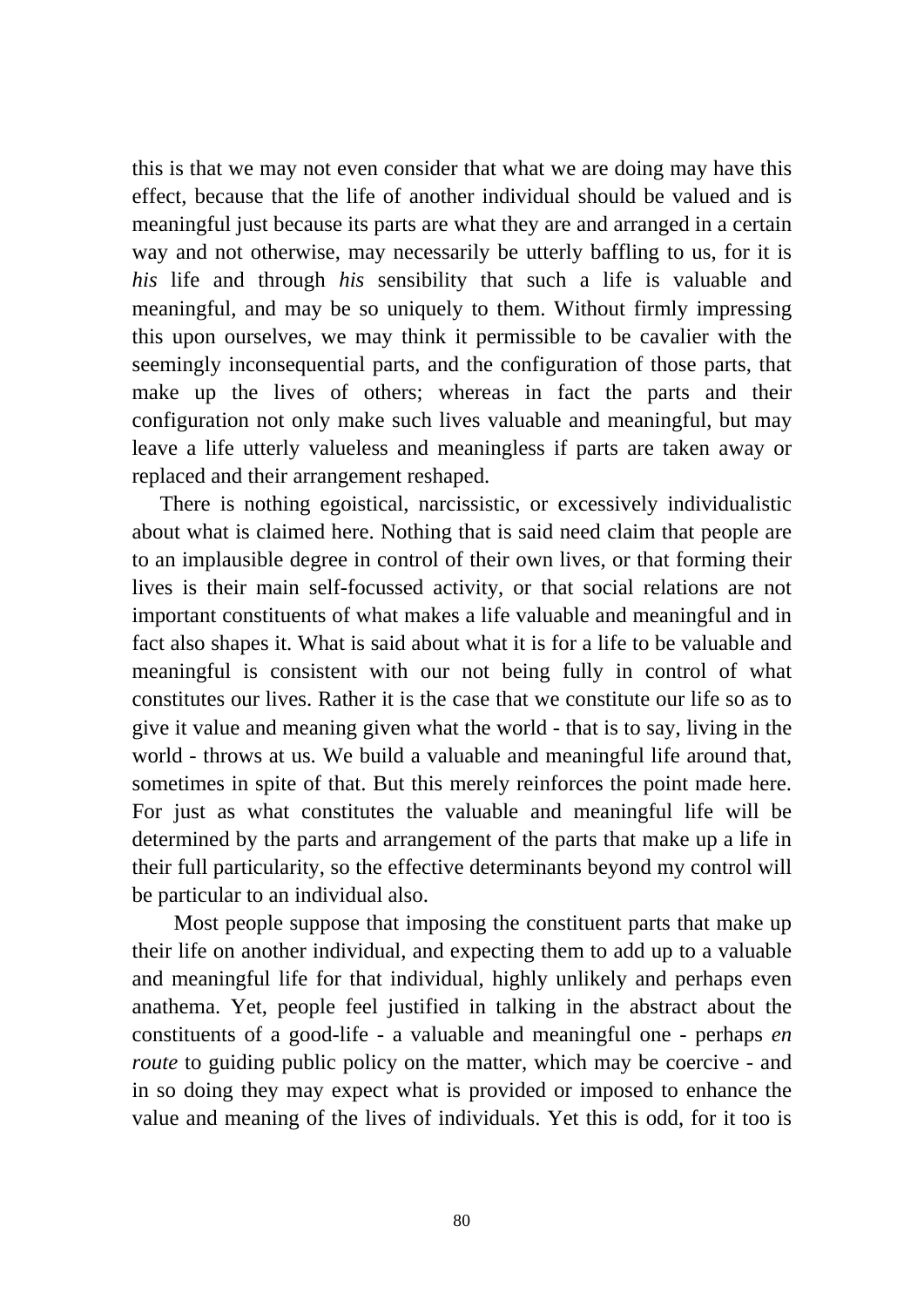this is that we may not even consider that what we are doing may have this effect, because that the life of another individual should be valued and is meaningful just because its parts are what they are and arranged in a certain way and not otherwise, may necessarily be utterly baffling to us, for it is *his* life and through *his* sensibility that such a life is valuable and meaningful, and may be so uniquely to them. Without firmly impressing this upon ourselves, we may think it permissible to be cavalier with the seemingly inconsequential parts, and the configuration of those parts, that make up the lives of others; whereas in fact the parts and their configuration not only make such lives valuable and meaningful, but may leave a life utterly valueless and meaningless if parts are taken away or replaced and their arrangement reshaped.

There is nothing egoistical, narcissistic, or excessively individualistic about what is claimed here. Nothing that is said need claim that people are to an implausible degree in control of their own lives, or that forming their lives is their main self-focussed activity, or that social relations are not important constituents of what makes a life valuable and meaningful and in fact also shapes it. What is said about what it is for a life to be valuable and meaningful is consistent with our not being fully in control of what constitutes our lives. Rather it is the case that we constitute our life so as to give it value and meaning given what the world - that is to say, living in the world - throws at us. We build a valuable and meaningful life around that, sometimes in spite of that. But this merely reinforces the point made here. For just as what constitutes the valuable and meaningful life will be determined by the parts and arrangement of the parts that make up a life in their full particularity, so the effective determinants beyond my control will be particular to an individual also.

Most people suppose that imposing the constituent parts that make up their life on another individual, and expecting them to add up to a valuable and meaningful life for that individual, highly unlikely and perhaps even anathema. Yet, people feel justified in talking in the abstract about the constituents of a good-life - a valuable and meaningful one - perhaps *en route* to guiding public policy on the matter, which may be coercive - and in so doing they may expect what is provided or imposed to enhance the value and meaning of the lives of individuals. Yet this is odd, for it too is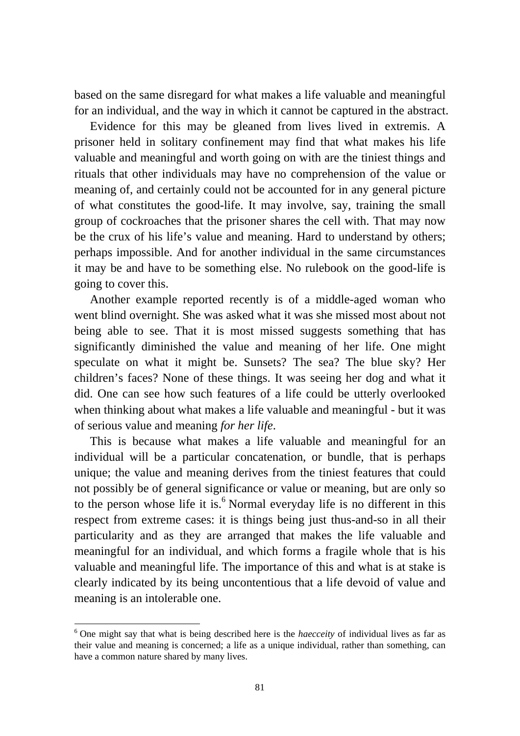based on the same disregard for what makes a life valuable and meaningful for an individual, and the way in which it cannot be captured in the abstract.

Evidence for this may be gleaned from lives lived in extremis. A prisoner held in solitary confinement may find that what makes his life valuable and meaningful and worth going on with are the tiniest things and rituals that other individuals may have no comprehension of the value or meaning of, and certainly could not be accounted for in any general picture of what constitutes the good-life. It may involve, say, training the small group of cockroaches that the prisoner shares the cell with. That may now be the crux of his life's value and meaning. Hard to understand by others; perhaps impossible. And for another individual in the same circumstances it may be and have to be something else. No rulebook on the good-life is going to cover this.

Another example reported recently is of a middle-aged woman who went blind overnight. She was asked what it was she missed most about not being able to see. That it is most missed suggests something that has significantly diminished the value and meaning of her life. One might speculate on what it might be. Sunsets? The sea? The blue sky? Her children's faces? None of these things. It was seeing her dog and what it did. One can see how such features of a life could be utterly overlooked when thinking about what makes a life valuable and meaningful - but it was of serious value and meaning *for her life*.

This is because what makes a life valuable and meaningful for an individual will be a particular concatenation, or bundle, that is perhaps unique; the value and meaning derives from the tiniest features that could not possibly be of general significance or value or meaning, but are only so to the person whose life it is.[6] Normal everyday life is no different in this respect from extreme cases: it is things being just thus-and-so in all their particularity and as they are arranged that makes the life valuable and meaningful for an individual, and which forms a fragile whole that is his valuable and meaningful life. The importance of this and what is at stake is clearly indicated by its being uncontentious that a life devoid of value and meaning is an intolerable one.

---

[6] One might say that what is being described here is the *haecceity* of individual lives as far as their value and meaning is concerned; a life as a unique individual, rather than something, can have a common nature shared by many lives.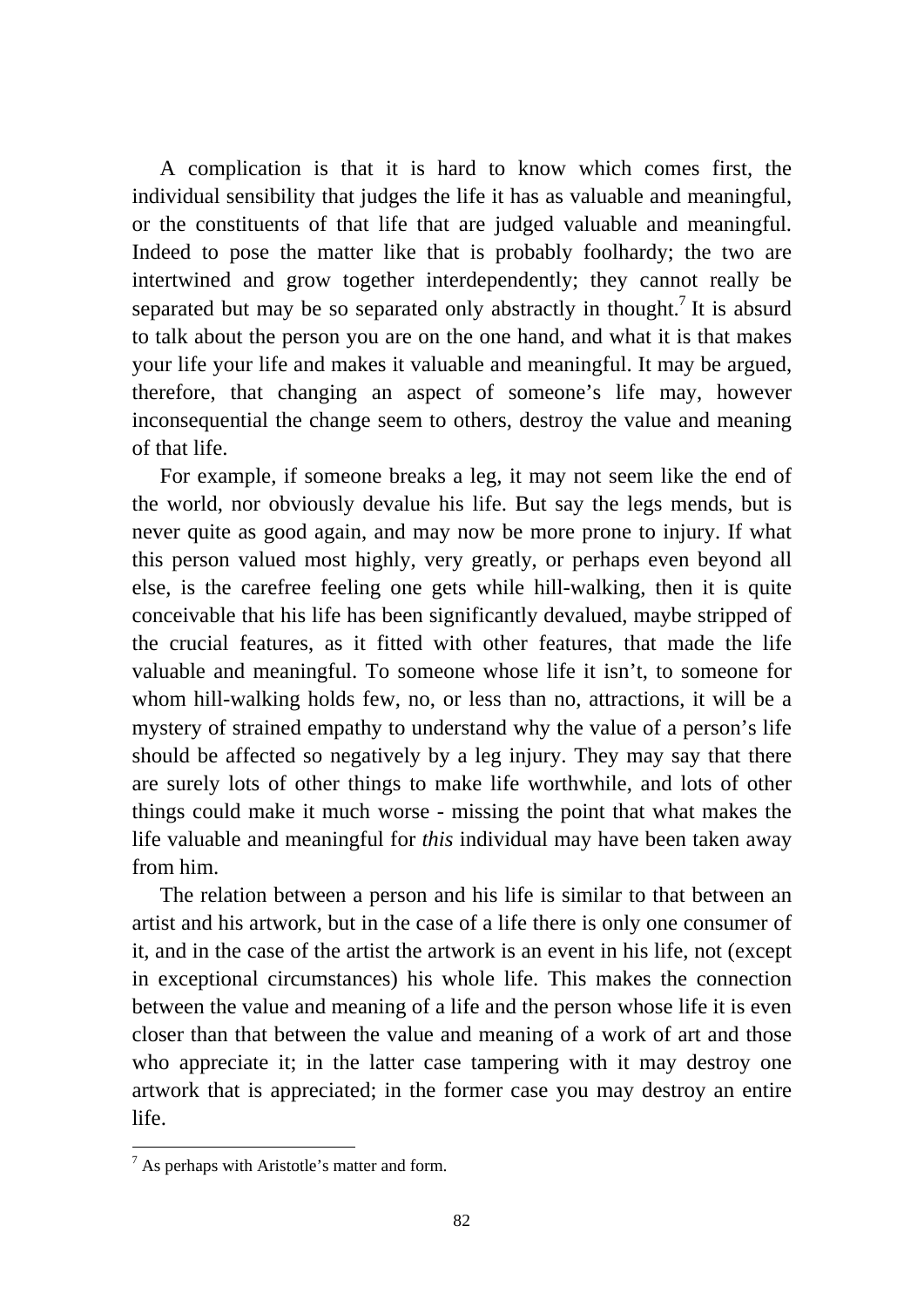A complication is that it is hard to know which comes first, the individual sensibility that judges the life it has as valuable and meaningful, or the constituents of that life that are judged valuable and meaningful. Indeed to pose the matter like that is probably foolhardy; the two are intertwined and grow together interdependently; they cannot really be separated but may be so separated only abstractly in thought.[7] It is absurd to talk about the person you are on the one hand, and what it is that makes your life your life and makes it valuable and meaningful. It may be argued, therefore, that changing an aspect of someone's life may, however inconsequential the change seem to others, destroy the value and meaning of that life.

For example, if someone breaks a leg, it may not seem like the end of the world, nor obviously devalue his life. But say the legs mends, but is never quite as good again, and may now be more prone to injury. If what this person valued most highly, very greatly, or perhaps even beyond all else, is the carefree feeling one gets while hill-walking, then it is quite conceivable that his life has been significantly devalued, maybe stripped of the crucial features, as it fitted with other features, that made the life valuable and meaningful. To someone whose life it isn't, to someone for whom hill-walking holds few, no, or less than no, attractions, it will be a mystery of strained empathy to understand why the value of a person's life should be affected so negatively by a leg injury. They may say that there are surely lots of other things to make life worthwhile, and lots of other things could make it much worse - missing the point that what makes the life valuable and meaningful for *this* individual may have been taken away from him.

The relation between a person and his life is similar to that between an artist and his artwork, but in the case of a life there is only one consumer of it, and in the case of the artist the artwork is an event in his life, not (except in exceptional circumstances) his whole life. This makes the connection between the value and meaning of a life and the person whose life it is even closer than that between the value and meaning of a work of art and those who appreciate it; in the latter case tampering with it may destroy one artwork that is appreciated; in the former case you may destroy an entire life.

---

[7] As perhaps with Aristotle's matter and form.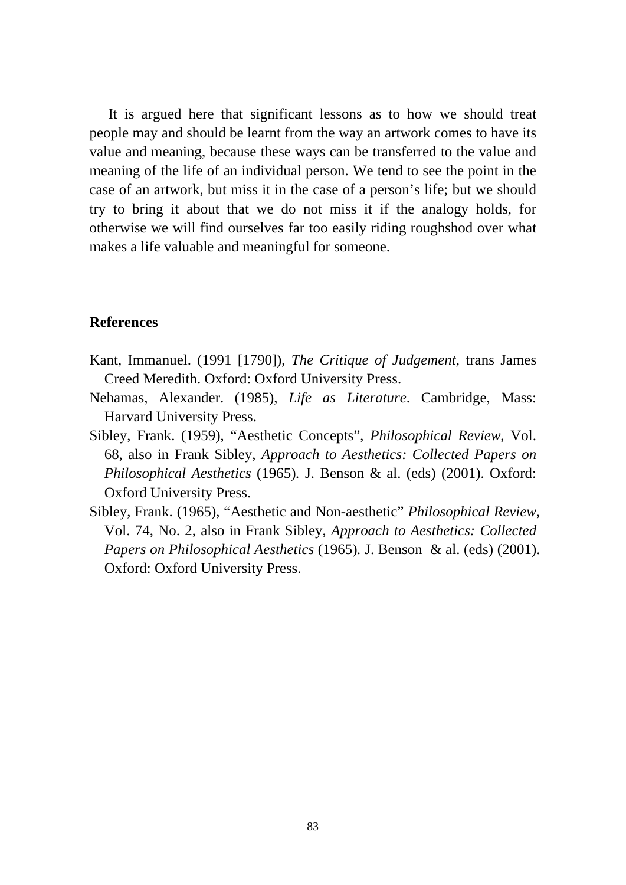It is argued here that significant lessons as to how we should treat people may and should be learnt from the way an artwork comes to have its value and meaning, because these ways can be transferred to the value and meaning of the life of an individual person. We tend to see the point in the case of an artwork, but miss it in the case of a person's life; but we should try to bring it about that we do not miss it if the analogy holds, for otherwise we will find ourselves far too easily riding roughshod over what makes a life valuable and meaningful for someone.

## References

Kant, Immanuel. (1991 [1790]), *The Critique of Judgement*, trans James Creed Meredith. Oxford: Oxford University Press.

Nehamas, Alexander. (1985), *Life as Literature*. Cambridge, Mass: Harvard University Press.

Sibley, Frank. (1959), "Aesthetic Concepts", *Philosophical Review*, Vol. 68, also in Frank Sibley, *Approach to Aesthetics: Collected Papers on Philosophical Aesthetics* (1965). J. Benson & al. (eds) (2001). Oxford: Oxford University Press.

Sibley, Frank. (1965), "Aesthetic and Non-aesthetic" *Philosophical Review*, Vol. 74, No. 2, also in Frank Sibley, *Approach to Aesthetics: Collected Papers on Philosophical Aesthetics* (1965). J. Benson & al. (eds) (2001). Oxford: Oxford University Press.